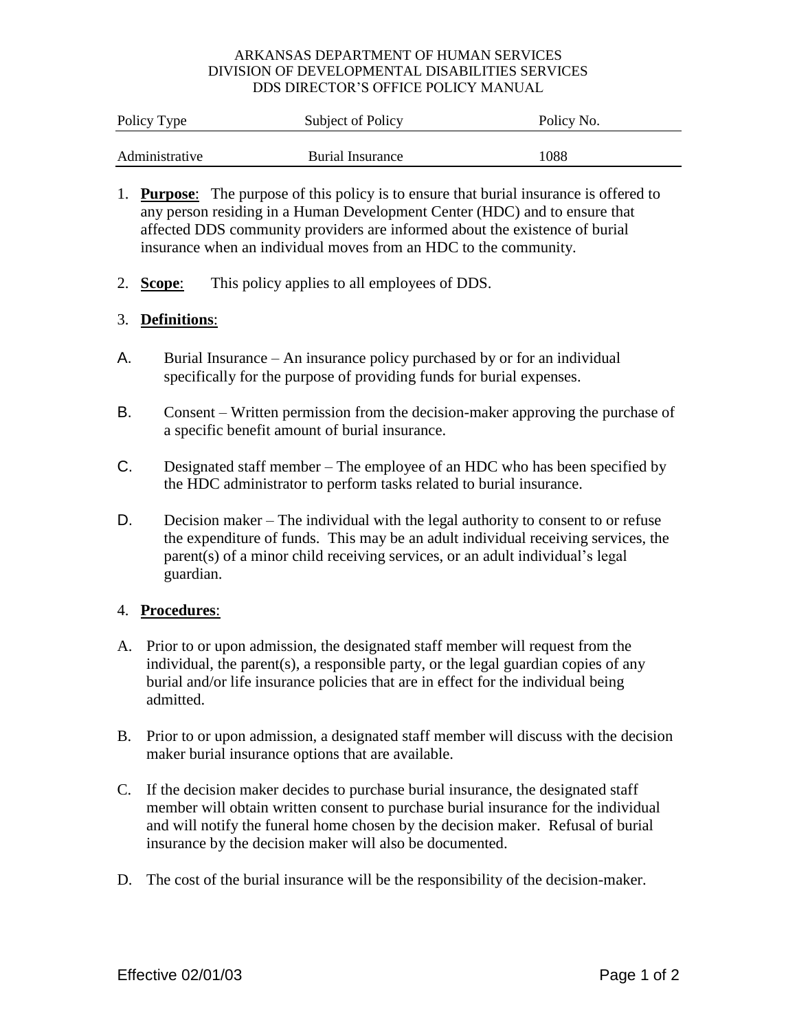ARKANSAS DEPARTMENT OF HUMAN SERVICES
DIVISION OF DEVELOPMENTAL DISABILITIES SERVICES
DDS DIRECTOR'S OFFICE POLICY MANUAL

| Policy Type | Subject of Policy | Policy No. |
|---|---|---|
| Administrative | Burial Insurance | 1088 |

1. **Purpose**: The purpose of this policy is to ensure that burial insurance is offered to any person residing in a Human Development Center (HDC) and to ensure that affected DDS community providers are informed about the existence of burial insurance when an individual moves from an HDC to the community.

2. **Scope**: This policy applies to all employees of DDS.

3. **Definitions**:

A. Burial Insurance – An insurance policy purchased by or for an individual specifically for the purpose of providing funds for burial expenses.

B. Consent – Written permission from the decision-maker approving the purchase of a specific benefit amount of burial insurance.

C. Designated staff member – The employee of an HDC who has been specified by the HDC administrator to perform tasks related to burial insurance.

D. Decision maker – The individual with the legal authority to consent to or refuse the expenditure of funds. This may be an adult individual receiving services, the parent(s) of a minor child receiving services, or an adult individual's legal guardian.

4. **Procedures**:

A. Prior to or upon admission, the designated staff member will request from the individual, the parent(s), a responsible party, or the legal guardian copies of any burial and/or life insurance policies that are in effect for the individual being admitted.

B. Prior to or upon admission, a designated staff member will discuss with the decision maker burial insurance options that are available.

C. If the decision maker decides to purchase burial insurance, the designated staff member will obtain written consent to purchase burial insurance for the individual and will notify the funeral home chosen by the decision maker. Refusal of burial insurance by the decision maker will also be documented.

D. The cost of the burial insurance will be the responsibility of the decision-maker.

Effective 02/01/03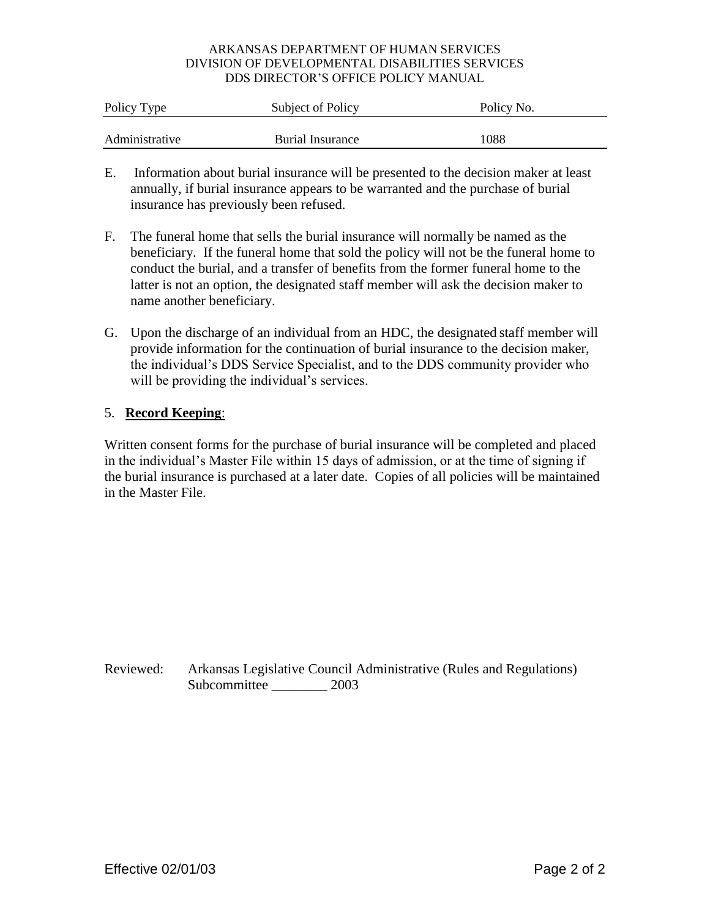| Policy Type | Subject of Policy | Policy No. |
|---|---|---|
| Administrative | Burial Insurance | 1088 |

E. Information about burial insurance will be presented to the decision maker at least annually, if burial insurance appears to be warranted and the purchase of burial insurance has previously been refused.

F. The funeral home that sells the burial insurance will normally be named as the beneficiary. If the funeral home that sold the policy will not be the funeral home to conduct the burial, and a transfer of benefits from the former funeral home to the latter is not an option, the designated staff member will ask the decision maker to name another beneficiary.

G. Upon the discharge of an individual from an HDC, the designated staff member will provide information for the continuation of burial insurance to the decision maker, the individual's DDS Service Specialist, and to the DDS community provider who will be providing the individual's services.

5. **Record Keeping**:

Written consent forms for the purchase of burial insurance will be completed and placed in the individual's Master File within 15 days of admission, or at the time of signing if the burial insurance is purchased at a later date. Copies of all policies will be maintained in the Master File.

Reviewed: Arkansas Legislative Council Administrative (Rules and Regulations) Subcommittee ________ 2003

Effective 02/01/03